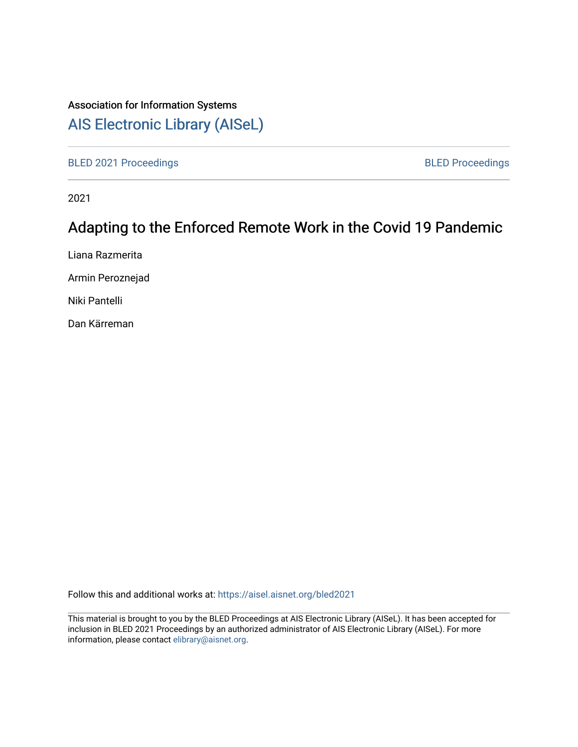Association for Information Systems

# AIS Electronic Library (AISeL)

BLED 2021 Proceedings

BLED Proceedings

2021

## Adapting to the Enforced Remote Work in the Covid 19 Pandemic

Liana Razmerita

Armin Peroznejad

Niki Pantelli

Dan Kärreman

Follow this and additional works at: https://aisel.aisnet.org/bled2021

This material is brought to you by the BLED Proceedings at AIS Electronic Library (AISeL). It has been accepted for inclusion in BLED 2021 Proceedings by an authorized administrator of AIS Electronic Library (AISeL). For more information, please contact elibrary@aisnet.org.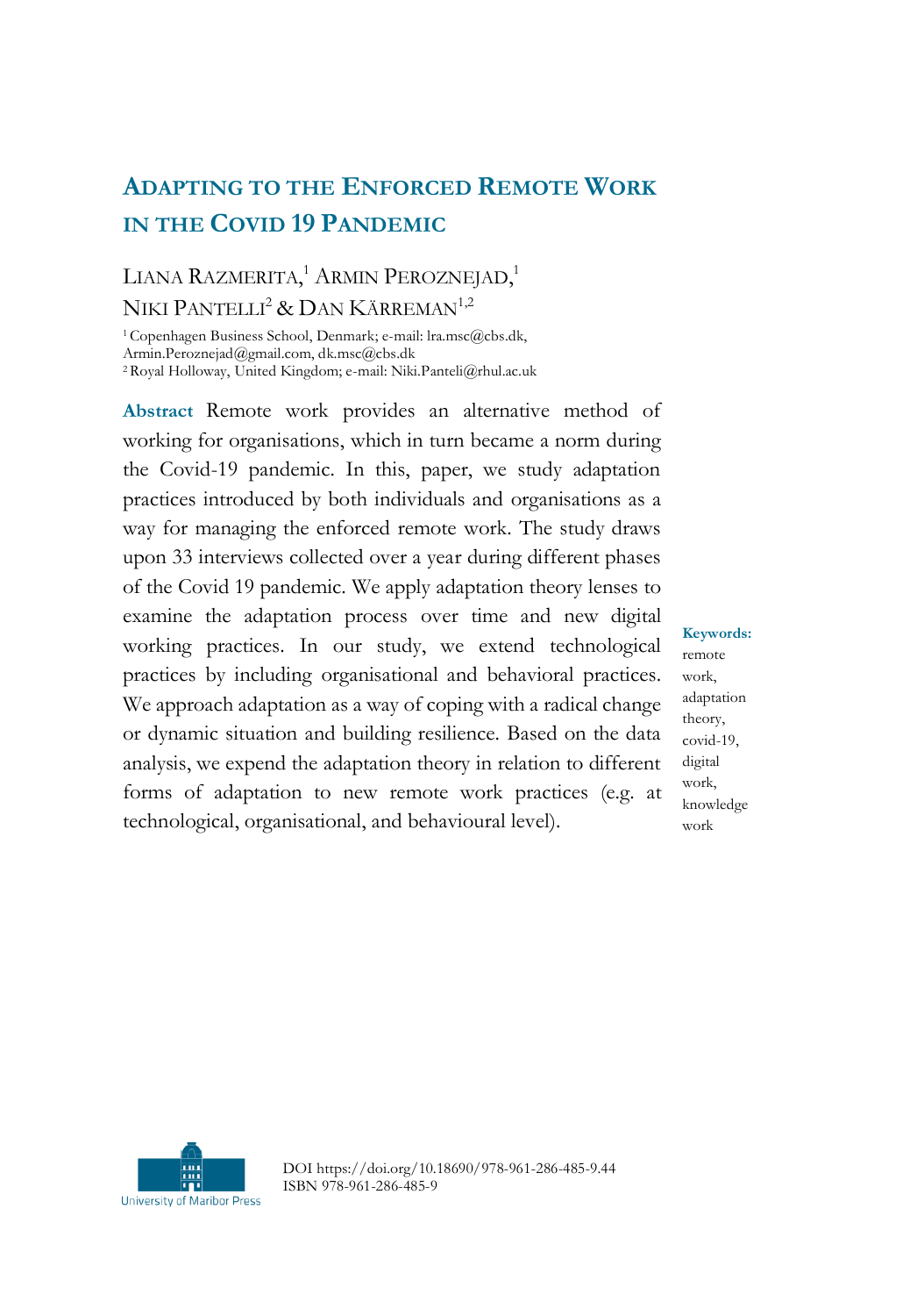# Adapting to the Enforced Remote Work in the Covid 19 Pandemic

Liana Razmerita,[1] Armin Peroznejad,[1] Niki Pantelli[2] & Dan Kärreman[1,2]

[1] Copenhagen Business School, Denmark; e-mail: lra.msc@cbs.dk, Armin.Peroznejad@gmail.com, dk.msc@cbs.dk
[2] Royal Holloway, United Kingdom; e-mail: Niki.Panteli@rhul.ac.uk

**Abstract** Remote work provides an alternative method of working for organisations, which in turn became a norm during the Covid-19 pandemic. In this, paper, we study adaptation practices introduced by both individuals and organisations as a way for managing the enforced remote work. The study draws upon 33 interviews collected over a year during different phases of the Covid 19 pandemic. We apply adaptation theory lenses to examine the adaptation process over time and new digital working practices. In our study, we extend technological practices by including organisational and behavioral practices. We approach adaptation as a way of coping with a radical change or dynamic situation and building resilience. Based on the data analysis, we expend the adaptation theory in relation to different forms of adaptation to new remote work practices (e.g. at technological, organisational, and behavioural level).

**Keywords:** remote work, adaptation theory, covid-19, digital work, knowledge work

DOI https://doi.org/10.18690/978-961-286-485-9.44
ISBN 978-961-286-485-9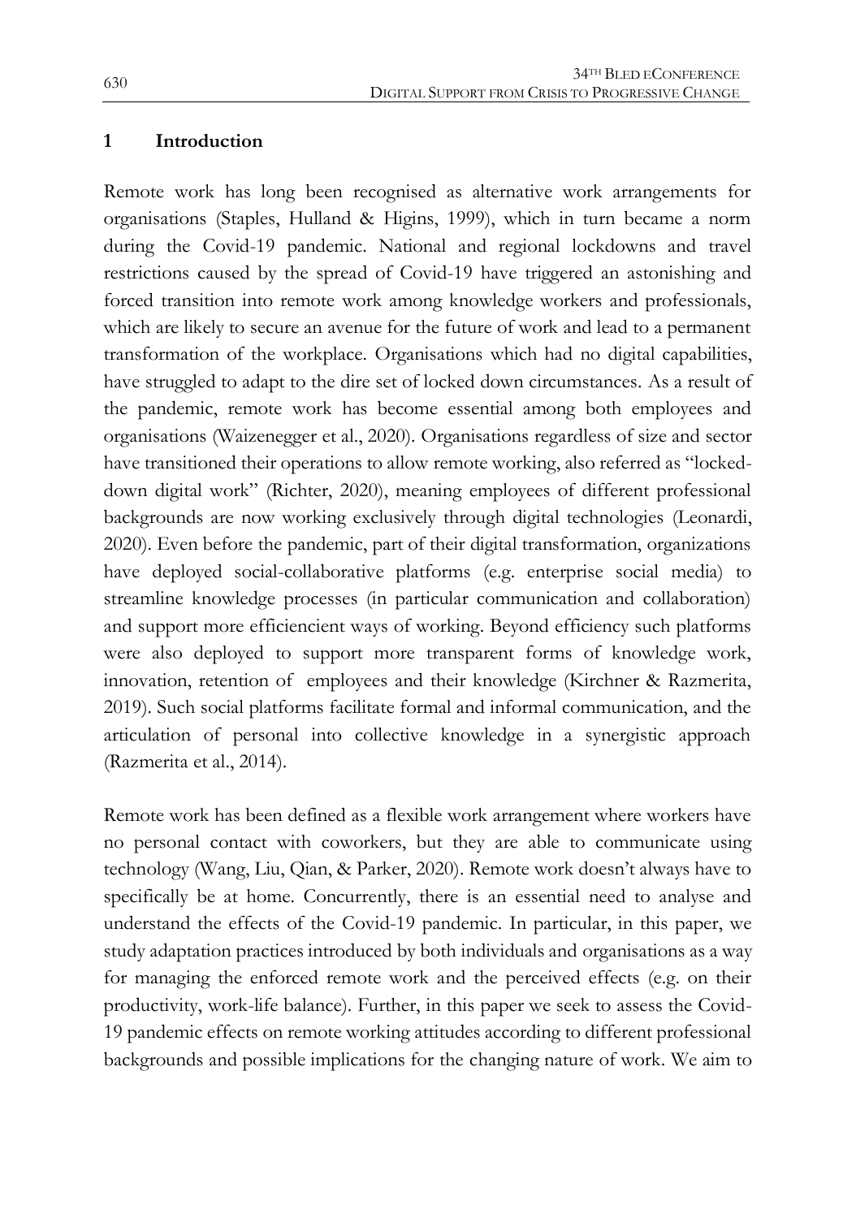## 1 Introduction

Remote work has long been recognised as alternative work arrangements for organisations (Staples, Hulland & Higins, 1999), which in turn became a norm during the Covid-19 pandemic. National and regional lockdowns and travel restrictions caused by the spread of Covid-19 have triggered an astonishing and forced transition into remote work among knowledge workers and professionals, which are likely to secure an avenue for the future of work and lead to a permanent transformation of the workplace. Organisations which had no digital capabilities, have struggled to adapt to the dire set of locked down circumstances. As a result of the pandemic, remote work has become essential among both employees and organisations (Waizenegger et al., 2020). Organisations regardless of size and sector have transitioned their operations to allow remote working, also referred as "locked-down digital work" (Richter, 2020), meaning employees of different professional backgrounds are now working exclusively through digital technologies (Leonardi, 2020). Even before the pandemic, part of their digital transformation, organizations have deployed social-collaborative platforms (e.g. enterprise social media) to streamline knowledge processes (in particular communication and collaboration) and support more efficiencient ways of working. Beyond efficiency such platforms were also deployed to support more transparent forms of knowledge work, innovation, retention of employees and their knowledge (Kirchner & Razmerita, 2019). Such social platforms facilitate formal and informal communication, and the articulation of personal into collective knowledge in a synergistic approach (Razmerita et al., 2014).

Remote work has been defined as a flexible work arrangement where workers have no personal contact with coworkers, but they are able to communicate using technology (Wang, Liu, Qian, & Parker, 2020). Remote work doesn't always have to specifically be at home. Concurrently, there is an essential need to analyse and understand the effects of the Covid-19 pandemic. In particular, in this paper, we study adaptation practices introduced by both individuals and organisations as a way for managing the enforced remote work and the perceived effects (e.g. on their productivity, work-life balance). Further, in this paper we seek to assess the Covid-19 pandemic effects on remote working attitudes according to different professional backgrounds and possible implications for the changing nature of work. We aim to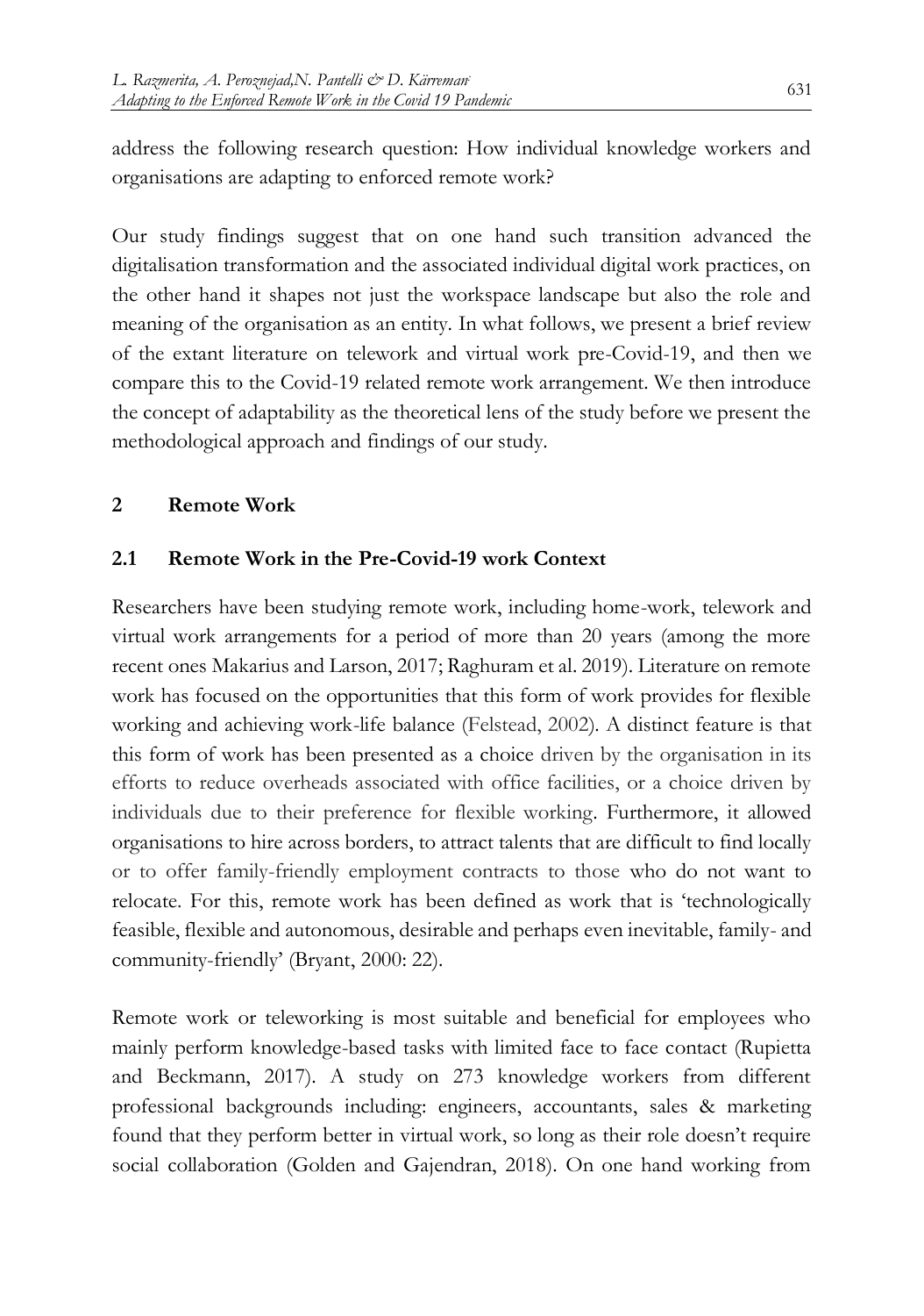address the following research question: How individual knowledge workers and organisations are adapting to enforced remote work?

Our study findings suggest that on one hand such transition advanced the digitalisation transformation and the associated individual digital work practices, on the other hand it shapes not just the workspace landscape but also the role and meaning of the organisation as an entity. In what follows, we present a brief review of the extant literature on telework and virtual work pre-Covid-19, and then we compare this to the Covid-19 related remote work arrangement. We then introduce the concept of adaptability as the theoretical lens of the study before we present the methodological approach and findings of our study.

## 2 Remote Work

### 2.1 Remote Work in the Pre-Covid-19 work Context

Researchers have been studying remote work, including home-work, telework and virtual work arrangements for a period of more than 20 years (among the more recent ones Makarius and Larson, 2017; Raghuram et al. 2019). Literature on remote work has focused on the opportunities that this form of work provides for flexible working and achieving work-life balance (Felstead, 2002). A distinct feature is that this form of work has been presented as a choice driven by the organisation in its efforts to reduce overheads associated with office facilities, or a choice driven by individuals due to their preference for flexible working. Furthermore, it allowed organisations to hire across borders, to attract talents that are difficult to find locally or to offer family-friendly employment contracts to those who do not want to relocate. For this, remote work has been defined as work that is 'technologically feasible, flexible and autonomous, desirable and perhaps even inevitable, family- and community-friendly' (Bryant, 2000: 22).

Remote work or teleworking is most suitable and beneficial for employees who mainly perform knowledge-based tasks with limited face to face contact (Rupietta and Beckmann, 2017). A study on 273 knowledge workers from different professional backgrounds including: engineers, accountants, sales & marketing found that they perform better in virtual work, so long as their role doesn't require social collaboration (Golden and Gajendran, 2018). On one hand working from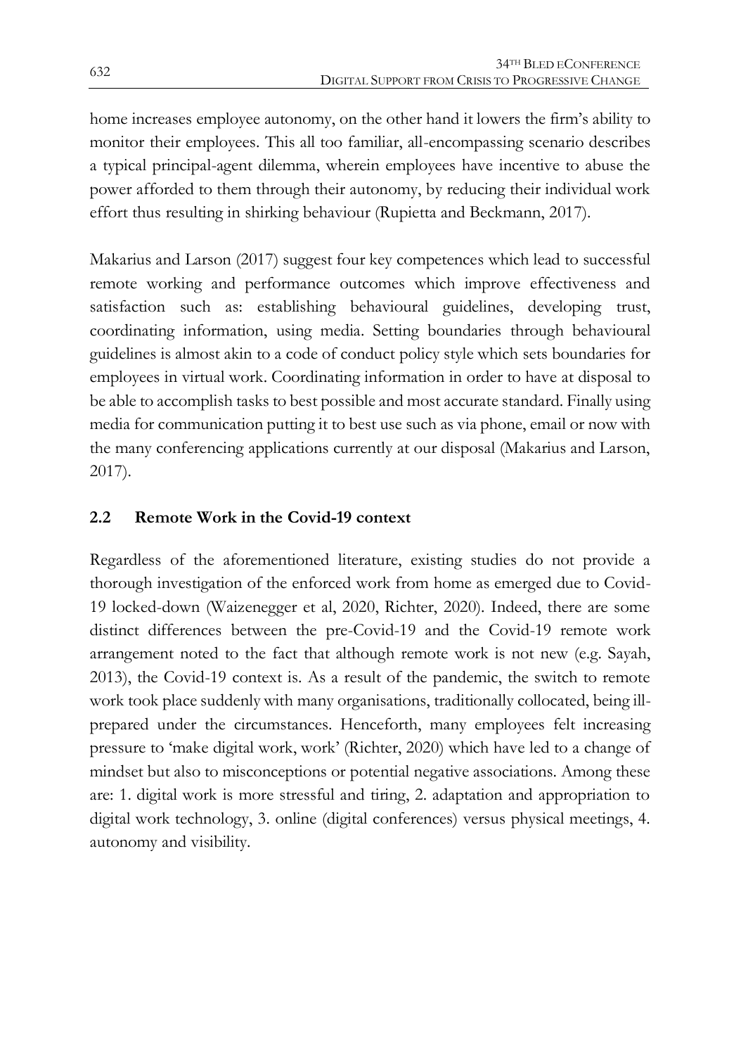home increases employee autonomy, on the other hand it lowers the firm's ability to monitor their employees. This all too familiar, all-encompassing scenario describes a typical principal-agent dilemma, wherein employees have incentive to abuse the power afforded to them through their autonomy, by reducing their individual work effort thus resulting in shirking behaviour (Rupietta and Beckmann, 2017).

Makarius and Larson (2017) suggest four key competences which lead to successful remote working and performance outcomes which improve effectiveness and satisfaction such as: establishing behavioural guidelines, developing trust, coordinating information, using media. Setting boundaries through behavioural guidelines is almost akin to a code of conduct policy style which sets boundaries for employees in virtual work. Coordinating information in order to have at disposal to be able to accomplish tasks to best possible and most accurate standard. Finally using media for communication putting it to best use such as via phone, email or now with the many conferencing applications currently at our disposal (Makarius and Larson, 2017).

## 2.2 Remote Work in the Covid-19 context

Regardless of the aforementioned literature, existing studies do not provide a thorough investigation of the enforced work from home as emerged due to Covid-19 locked-down (Waizenegger et al, 2020, Richter, 2020). Indeed, there are some distinct differences between the pre-Covid-19 and the Covid-19 remote work arrangement noted to the fact that although remote work is not new (e.g. Sayah, 2013), the Covid-19 context is. As a result of the pandemic, the switch to remote work took place suddenly with many organisations, traditionally collocated, being ill-prepared under the circumstances. Henceforth, many employees felt increasing pressure to 'make digital work, work' (Richter, 2020) which have led to a change of mindset but also to misconceptions or potential negative associations. Among these are: 1. digital work is more stressful and tiring, 2. adaptation and appropriation to digital work technology, 3. online (digital conferences) versus physical meetings, 4. autonomy and visibility.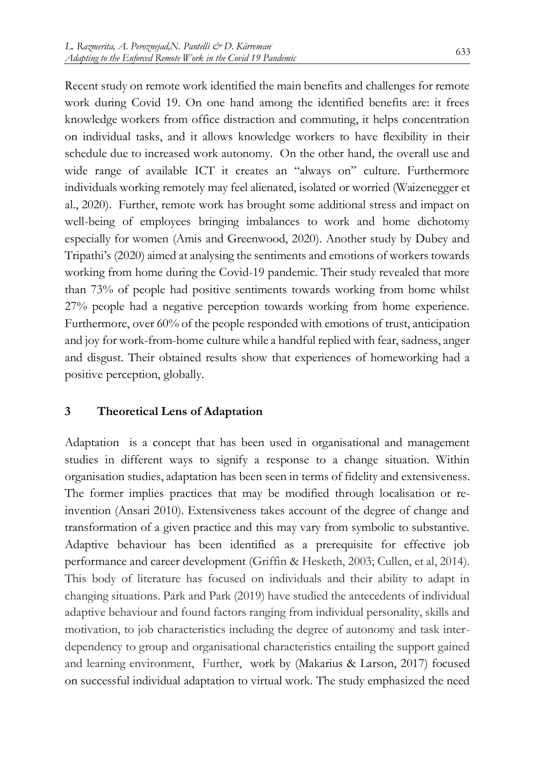Recent study on remote work identified the main benefits and challenges for remote work during Covid 19. On one hand among the identified benefits are: it frees knowledge workers from office distraction and commuting, it helps concentration on individual tasks, and it allows knowledge workers to have flexibility in their schedule due to increased work autonomy. On the other hand, the overall use and wide range of available ICT it creates an "always on" culture. Furthermore individuals working remotely may feel alienated, isolated or worried (Waizenegger et al., 2020). Further, remote work has brought some additional stress and impact on well-being of employees bringing imbalances to work and home dichotomy especially for women (Amis and Greenwood, 2020). Another study by Dubey and Tripathi's (2020) aimed at analysing the sentiments and emotions of workers towards working from home during the Covid-19 pandemic. Their study revealed that more than 73% of people had positive sentiments towards working from home whilst 27% people had a negative perception towards working from home experience. Furthermore, over 60% of the people responded with emotions of trust, anticipation and joy for work-from-home culture while a handful replied with fear, sadness, anger and disgust. Their obtained results show that experiences of homeworking had a positive perception, globally.

## 3 Theoretical Lens of Adaptation

Adaptation is a concept that has been used in organisational and management studies in different ways to signify a response to a change situation. Within organisation studies, adaptation has been seen in terms of fidelity and extensiveness. The former implies practices that may be modified through localisation or re-invention (Ansari 2010). Extensiveness takes account of the degree of change and transformation of a given practice and this may vary from symbolic to substantive. Adaptive behaviour has been identified as a prerequisite for effective job performance and career development (Griffin & Hesketh, 2003; Cullen, et al, 2014). This body of literature has focused on individuals and their ability to adapt in changing situations. Park and Park (2019) have studied the antecedents of individual adaptive behaviour and found factors ranging from individual personality, skills and motivation, to job characteristics including the degree of autonomy and task inter-dependency to group and organisational characteristics entailing the support gained and learning environment, Further, work by (Makarius & Larson, 2017) focused on successful individual adaptation to virtual work. The study emphasized the need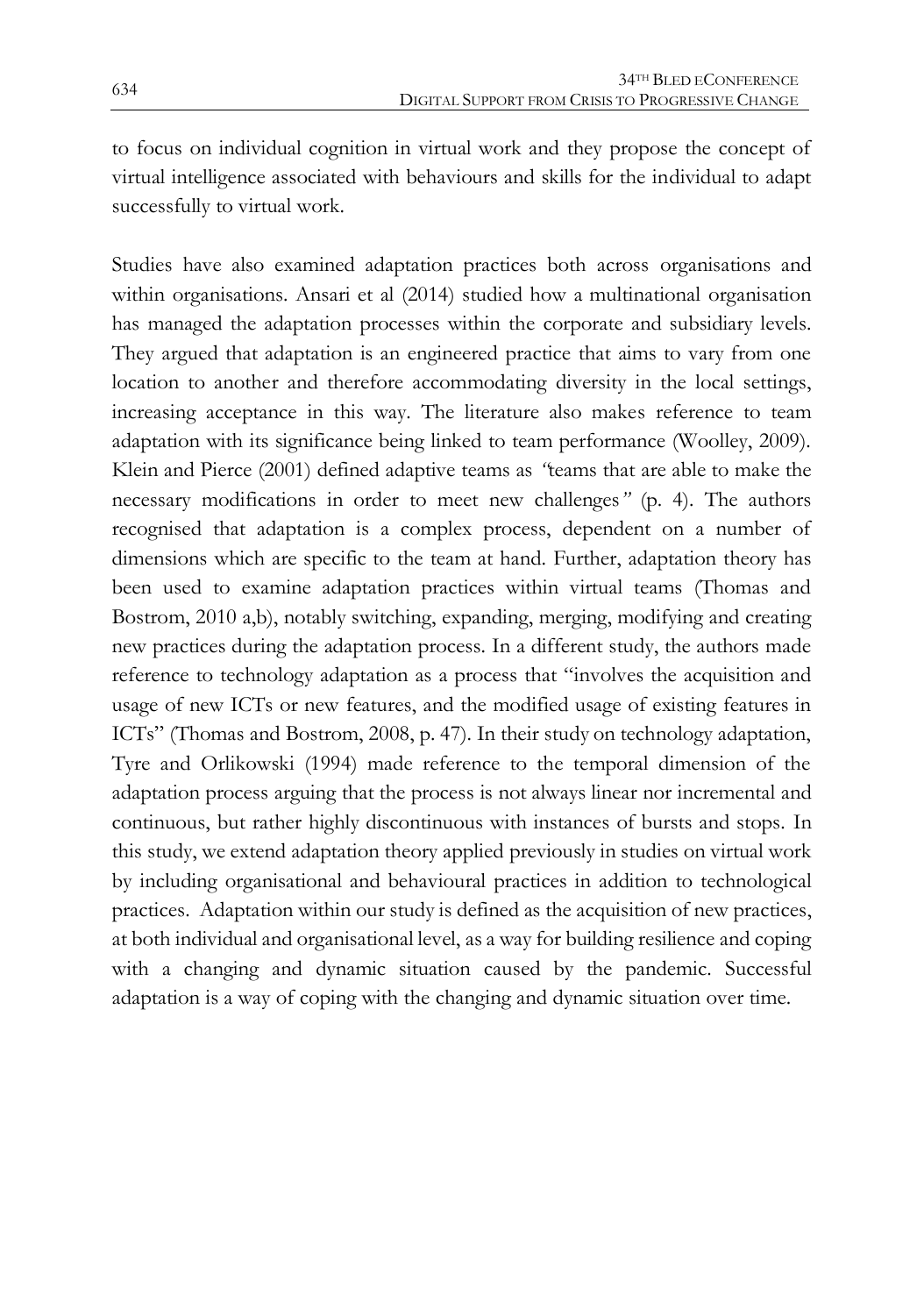to focus on individual cognition in virtual work and they propose the concept of virtual intelligence associated with behaviours and skills for the individual to adapt successfully to virtual work.

Studies have also examined adaptation practices both across organisations and within organisations. Ansari et al (2014) studied how a multinational organisation has managed the adaptation processes within the corporate and subsidiary levels. They argued that adaptation is an engineered practice that aims to vary from one location to another and therefore accommodating diversity in the local settings, increasing acceptance in this way. The literature also makes reference to team adaptation with its significance being linked to team performance (Woolley, 2009). Klein and Pierce (2001) defined adaptive teams as *"teams that are able to make the necessary modifications in order to meet new challenges"* (p. 4). The authors recognised that adaptation is a complex process, dependent on a number of dimensions which are specific to the team at hand. Further, adaptation theory has been used to examine adaptation practices within virtual teams (Thomas and Bostrom, 2010 a,b), notably switching, expanding, merging, modifying and creating new practices during the adaptation process. In a different study, the authors made reference to technology adaptation as a process that "involves the acquisition and usage of new ICTs or new features, and the modified usage of existing features in ICTs" (Thomas and Bostrom, 2008, p. 47). In their study on technology adaptation, Tyre and Orlikowski (1994) made reference to the temporal dimension of the adaptation process arguing that the process is not always linear nor incremental and continuous, but rather highly discontinuous with instances of bursts and stops. In this study, we extend adaptation theory applied previously in studies on virtual work by including organisational and behavioural practices in addition to technological practices. Adaptation within our study is defined as the acquisition of new practices, at both individual and organisational level, as a way for building resilience and coping with a changing and dynamic situation caused by the pandemic. Successful adaptation is a way of coping with the changing and dynamic situation over time.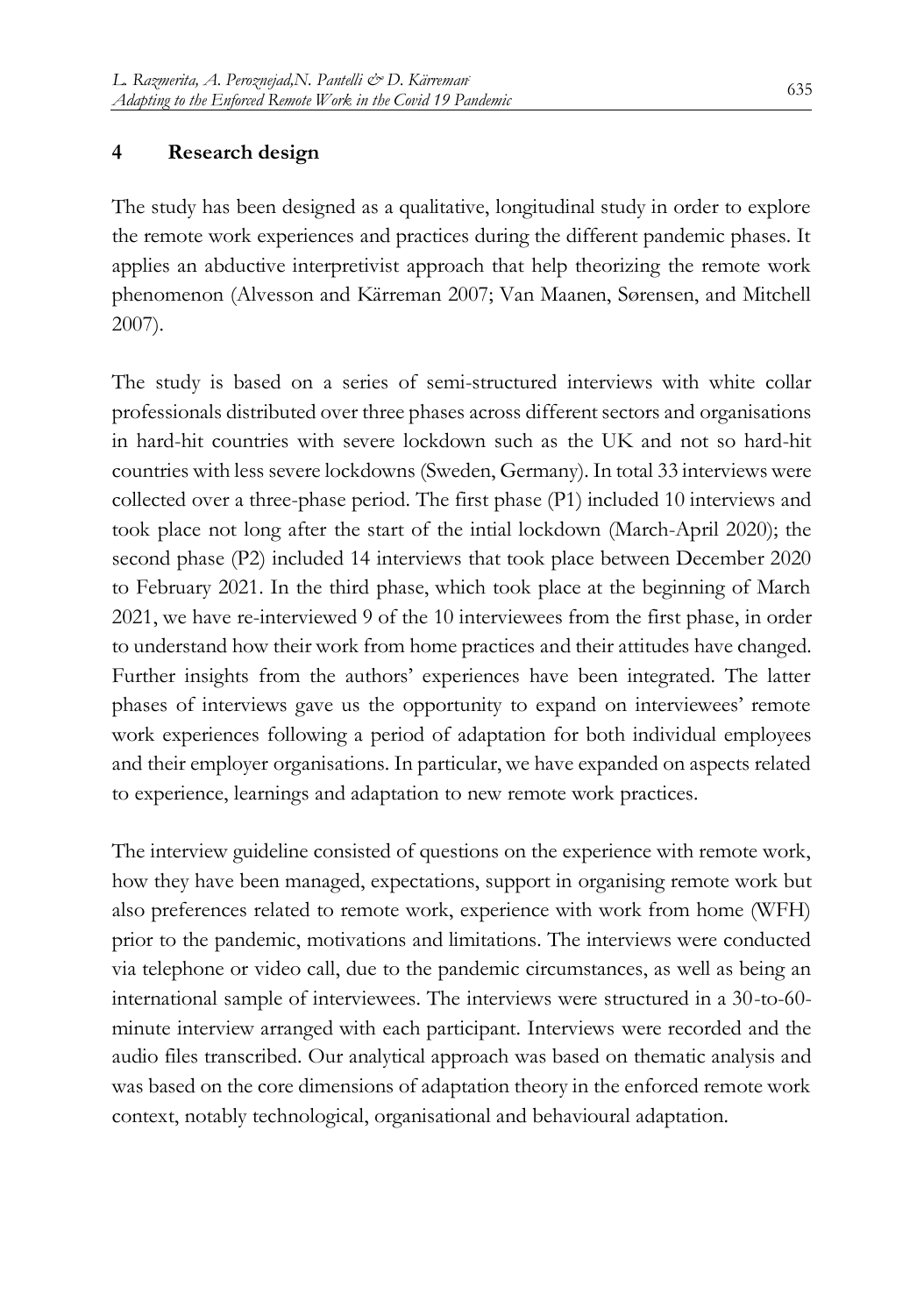## 4 Research design

The study has been designed as a qualitative, longitudinal study in order to explore the remote work experiences and practices during the different pandemic phases. It applies an abductive interpretivist approach that help theorizing the remote work phenomenon (Alvesson and Kärreman 2007; Van Maanen, Sørensen, and Mitchell 2007).

The study is based on a series of semi-structured interviews with white collar professionals distributed over three phases across different sectors and organisations in hard-hit countries with severe lockdown such as the UK and not so hard-hit countries with less severe lockdowns (Sweden, Germany). In total 33 interviews were collected over a three-phase period. The first phase (P1) included 10 interviews and took place not long after the start of the intial lockdown (March-April 2020); the second phase (P2) included 14 interviews that took place between December 2020 to February 2021. In the third phase, which took place at the beginning of March 2021, we have re-interviewed 9 of the 10 interviewees from the first phase, in order to understand how their work from home practices and their attitudes have changed. Further insights from the authors' experiences have been integrated. The latter phases of interviews gave us the opportunity to expand on interviewees' remote work experiences following a period of adaptation for both individual employees and their employer organisations. In particular, we have expanded on aspects related to experience, learnings and adaptation to new remote work practices.

The interview guideline consisted of questions on the experience with remote work, how they have been managed, expectations, support in organising remote work but also preferences related to remote work, experience with work from home (WFH) prior to the pandemic, motivations and limitations. The interviews were conducted via telephone or video call, due to the pandemic circumstances, as well as being an international sample of interviewees. The interviews were structured in a 30-to-60-minute interview arranged with each participant. Interviews were recorded and the audio files transcribed. Our analytical approach was based on thematic analysis and was based on the core dimensions of adaptation theory in the enforced remote work context, notably technological, organisational and behavioural adaptation.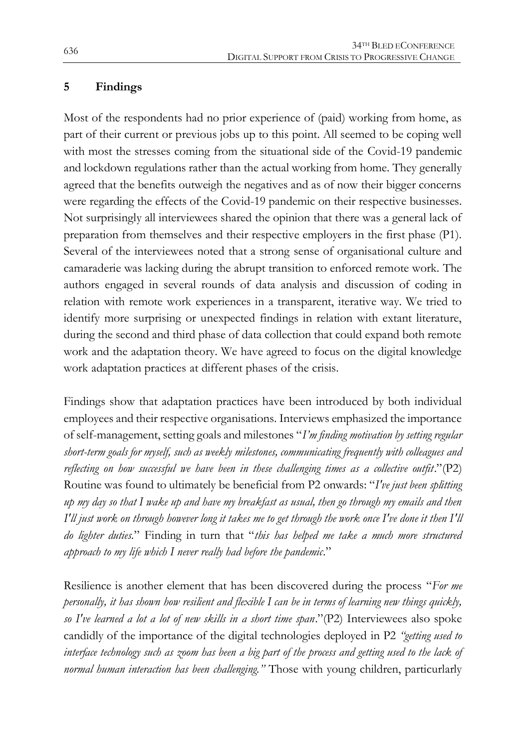## 5 Findings

Most of the respondents had no prior experience of (paid) working from home, as part of their current or previous jobs up to this point. All seemed to be coping well with most the stresses coming from the situational side of the Covid-19 pandemic and lockdown regulations rather than the actual working from home. They generally agreed that the benefits outweigh the negatives and as of now their bigger concerns were regarding the effects of the Covid-19 pandemic on their respective businesses. Not surprisingly all interviewees shared the opinion that there was a general lack of preparation from themselves and their respective employers in the first phase (P1). Several of the interviewees noted that a strong sense of organisational culture and camaraderie was lacking during the abrupt transition to enforced remote work. The authors engaged in several rounds of data analysis and discussion of coding in relation with remote work experiences in a transparent, iterative way. We tried to identify more surprising or unexpected findings in relation with extant literature, during the second and third phase of data collection that could expand both remote work and the adaptation theory. We have agreed to focus on the digital knowledge work adaptation practices at different phases of the crisis.

Findings show that adaptation practices have been introduced by both individual employees and their respective organisations. Interviews emphasized the importance of self-management, setting goals and milestones "*I'm finding motivation by setting regular short-term goals for myself, such as weekly milestones, communicating frequently with colleagues and reflecting on how successful we have been in these challenging times as a collective outfit*."(P2) Routine was found to ultimately be beneficial from P2 onwards: "*I've just been splitting up my day so that I wake up and have my breakfast as usual, then go through my emails and then I'll just work on through however long it takes me to get through the work once I've done it then I'll do lighter duties.*" Finding in turn that "*this has helped me take a much more structured approach to my life which I never really had before the pandemic*."

Resilience is another element that has been discovered during the process "*For me personally, it has shown how resilient and flexible I can be in terms of learning new things quickly, so I've learned a lot a lot of new skills in a short time span*."(P2) Interviewees also spoke candidly of the importance of the digital technologies deployed in P2 *"getting used to interface technology such as zoom has been a big part of the process and getting used to the lack of normal human interaction has been challenging."* Those with young children, particurlarly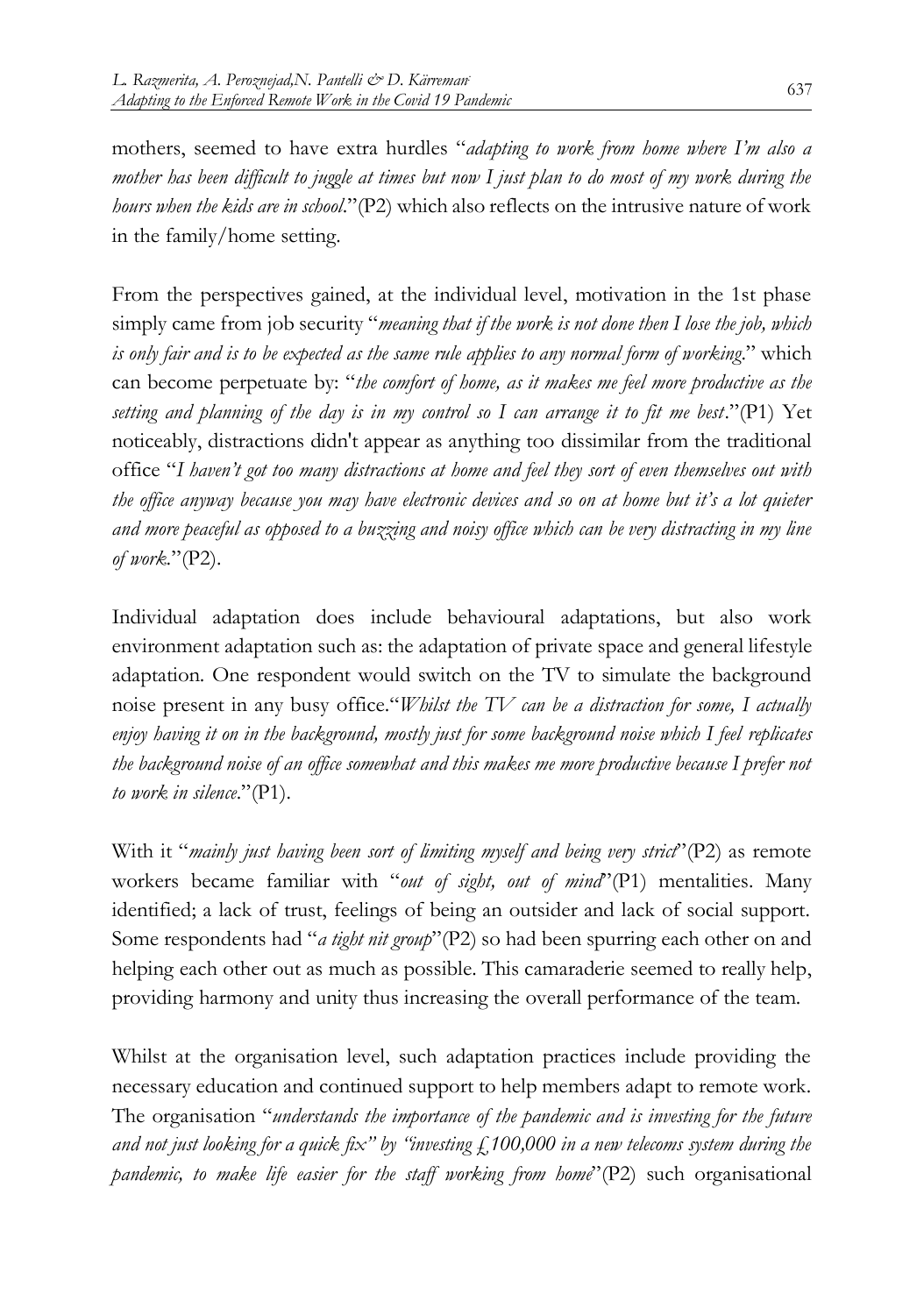mothers, seemed to have extra hurdles "*adapting to work from home where I'm also a mother has been difficult to juggle at times but now I just plan to do most of my work during the hours when the kids are in school*."(P2) which also reflects on the intrusive nature of work in the family/home setting.

From the perspectives gained, at the individual level, motivation in the 1st phase simply came from job security "*meaning that if the work is not done then I lose the job, which is only fair and is to be expected as the same rule applies to any normal form of working*." which can become perpetuate by: "*the comfort of home, as it makes me feel more productive as the setting and planning of the day is in my control so I can arrange it to fit me best*."(P1) Yet noticeably, distractions didn't appear as anything too dissimilar from the traditional office "*I haven't got too many distractions at home and feel they sort of even themselves out with the office anyway because you may have electronic devices and so on at home but it's a lot quieter and more peaceful as opposed to a buzzing and noisy office which can be very distracting in my line of work*."(P2).

Individual adaptation does include behavioural adaptations, but also work environment adaptation such as: the adaptation of private space and general lifestyle adaptation. One respondent would switch on the TV to simulate the background noise present in any busy office."*Whilst the TV can be a distraction for some, I actually enjoy having it on in the background, mostly just for some background noise which I feel replicates the background noise of an office somewhat and this makes me more productive because I prefer not to work in silence*."(P1).

With it "*mainly just having been sort of limiting myself and being very strict*"(P2) as remote workers became familiar with "*out of sight, out of mind*"(P1) mentalities. Many identified; a lack of trust, feelings of being an outsider and lack of social support. Some respondents had "*a tight nit group*"(P2) so had been spurring each other on and helping each other out as much as possible. This camaraderie seemed to really help, providing harmony and unity thus increasing the overall performance of the team.

Whilst at the organisation level, such adaptation practices include providing the necessary education and continued support to help members adapt to remote work. The organisation "*understands the importance of the pandemic and is investing for the future and not just looking for a quick fix" by "investing £100,000 in a new telecoms system during the pandemic, to make life easier for the staff working from home*"(P2) such organisational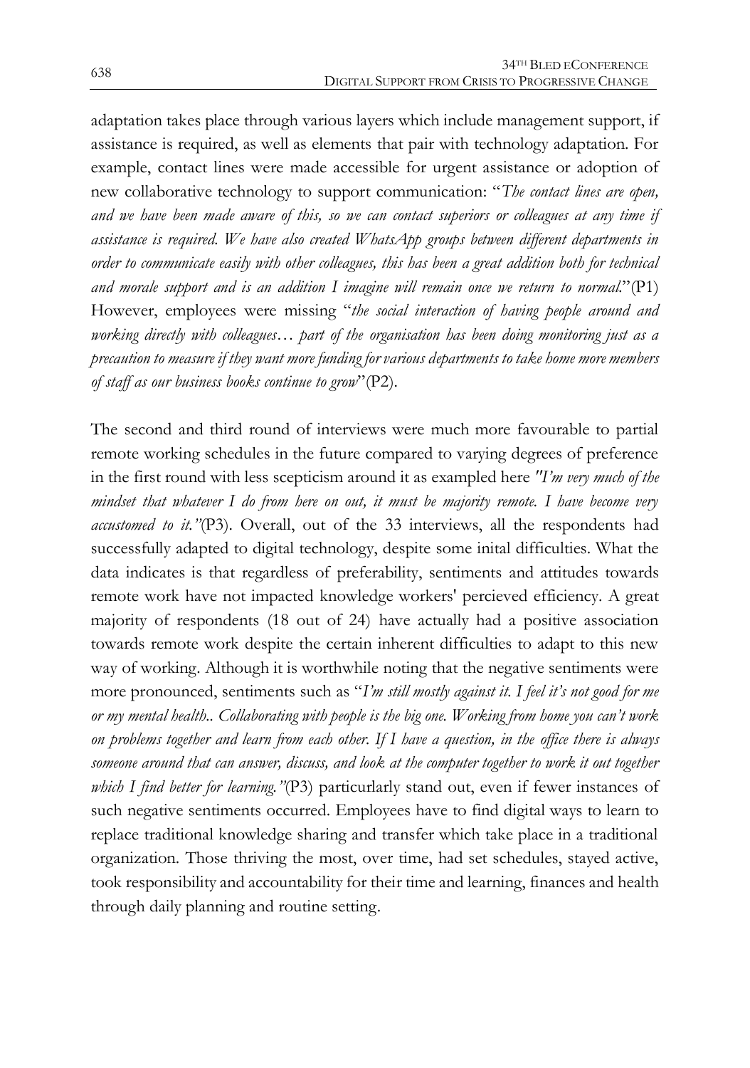adaptation takes place through various layers which include management support, if assistance is required, as well as elements that pair with technology adaptation. For example, contact lines were made accessible for urgent assistance or adoption of new collaborative technology to support communication: "*The contact lines are open, and we have been made aware of this, so we can contact superiors or colleagues at any time if assistance is required. We have also created WhatsApp groups between different departments in order to communicate easily with other colleagues, this has been a great addition both for technical and morale support and is an addition I imagine will remain once we return to normal.*"(P1) However, employees were missing "*the social interaction of having people around and working directly with colleagues… part of the organisation has been doing monitoring just as a precaution to measure if they want more funding for various departments to take home more members of staff as our business books continue to grow*"(P2).

The second and third round of interviews were much more favourable to partial remote working schedules in the future compared to varying degrees of preference in the first round with less scepticism around it as exampled here *"I'm very much of the mindset that whatever I do from here on out, it must be majority remote. I have become very accustomed to it."*(P3). Overall, out of the 33 interviews, all the respondents had successfully adapted to digital technology, despite some inital difficulties. What the data indicates is that regardless of preferability, sentiments and attitudes towards remote work have not impacted knowledge workers' percieved efficiency. A great majority of respondents (18 out of 24) have actually had a positive association towards remote work despite the certain inherent difficulties to adapt to this new way of working. Although it is worthwhile noting that the negative sentiments were more pronounced, sentiments such as "*I'm still mostly against it. I feel it's not good for me or my mental health.. Collaborating with people is the big one. Working from home you can't work on problems together and learn from each other. If I have a question, in the office there is always someone around that can answer, discuss, and look at the computer together to work it out together which I find better for learning."*(P3) particurlarly stand out, even if fewer instances of such negative sentiments occurred. Employees have to find digital ways to learn to replace traditional knowledge sharing and transfer which take place in a traditional organization. Those thriving the most, over time, had set schedules, stayed active, took responsibility and accountability for their time and learning, finances and health through daily planning and routine setting.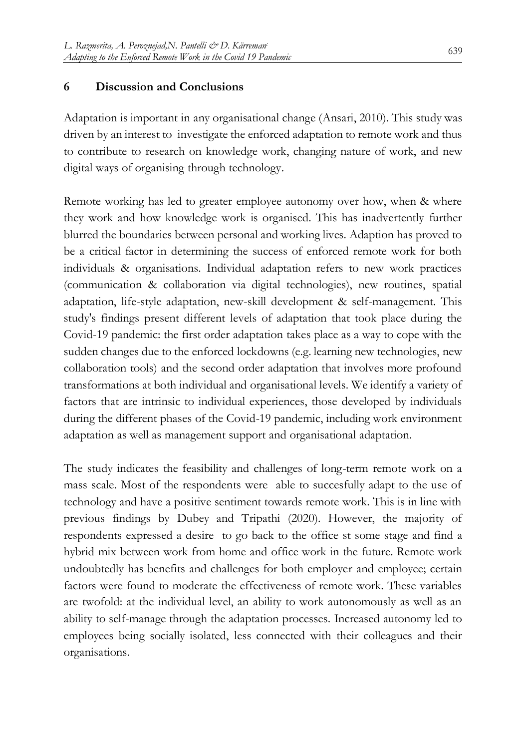## 6 Discussion and Conclusions

Adaptation is important in any organisational change (Ansari, 2010). This study was driven by an interest to investigate the enforced adaptation to remote work and thus to contribute to research on knowledge work, changing nature of work, and new digital ways of organising through technology.

Remote working has led to greater employee autonomy over how, when & where they work and how knowledge work is organised. This has inadvertently further blurred the boundaries between personal and working lives. Adaption has proved to be a critical factor in determining the success of enforced remote work for both individuals & organisations. Individual adaptation refers to new work practices (communication & collaboration via digital technologies), new routines, spatial adaptation, life-style adaptation, new-skill development & self-management. This study's findings present different levels of adaptation that took place during the Covid-19 pandemic: the first order adaptation takes place as a way to cope with the sudden changes due to the enforced lockdowns (e.g. learning new technologies, new collaboration tools) and the second order adaptation that involves more profound transformations at both individual and organisational levels. We identify a variety of factors that are intrinsic to individual experiences, those developed by individuals during the different phases of the Covid-19 pandemic, including work environment adaptation as well as management support and organisational adaptation.

The study indicates the feasibility and challenges of long-term remote work on a mass scale. Most of the respondents were able to succesfully adapt to the use of technology and have a positive sentiment towards remote work. This is in line with previous findings by Dubey and Tripathi (2020). However, the majority of respondents expressed a desire to go back to the office st some stage and find a hybrid mix between work from home and office work in the future. Remote work undoubtedly has benefits and challenges for both employer and employee; certain factors were found to moderate the effectiveness of remote work. These variables are twofold: at the individual level, an ability to work autonomously as well as an ability to self-manage through the adaptation processes. Increased autonomy led to employees being socially isolated, less connected with their colleagues and their organisations.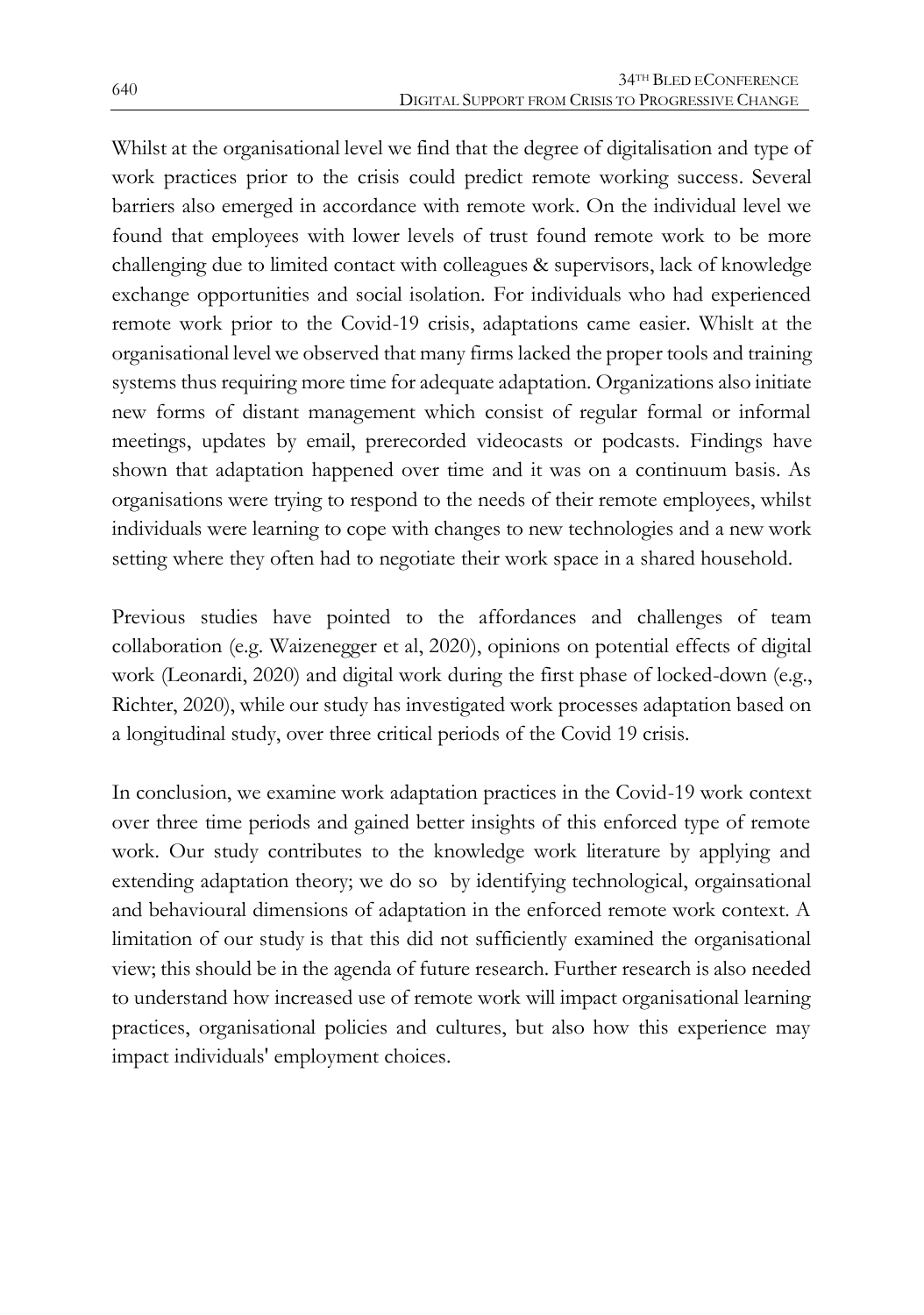Whilst at the organisational level we find that the degree of digitalisation and type of work practices prior to the crisis could predict remote working success. Several barriers also emerged in accordance with remote work. On the individual level we found that employees with lower levels of trust found remote work to be more challenging due to limited contact with colleagues & supervisors, lack of knowledge exchange opportunities and social isolation. For individuals who had experienced remote work prior to the Covid-19 crisis, adaptations came easier. Whislt at the organisational level we observed that many firms lacked the proper tools and training systems thus requiring more time for adequate adaptation. Organizations also initiate new forms of distant management which consist of regular formal or informal meetings, updates by email, prerecorded videocasts or podcasts. Findings have shown that adaptation happened over time and it was on a continuum basis. As organisations were trying to respond to the needs of their remote employees, whilst individuals were learning to cope with changes to new technologies and a new work setting where they often had to negotiate their work space in a shared household.

Previous studies have pointed to the affordances and challenges of team collaboration (e.g. Waizenegger et al, 2020), opinions on potential effects of digital work (Leonardi, 2020) and digital work during the first phase of locked-down (e.g., Richter, 2020), while our study has investigated work processes adaptation based on a longitudinal study, over three critical periods of the Covid 19 crisis.

In conclusion, we examine work adaptation practices in the Covid-19 work context over three time periods and gained better insights of this enforced type of remote work. Our study contributes to the knowledge work literature by applying and extending adaptation theory; we do so by identifying technological, orgainsational and behavioural dimensions of adaptation in the enforced remote work context. A limitation of our study is that this did not sufficiently examined the organisational view; this should be in the agenda of future research. Further research is also needed to understand how increased use of remote work will impact organisational learning practices, organisational policies and cultures, but also how this experience may impact individuals' employment choices.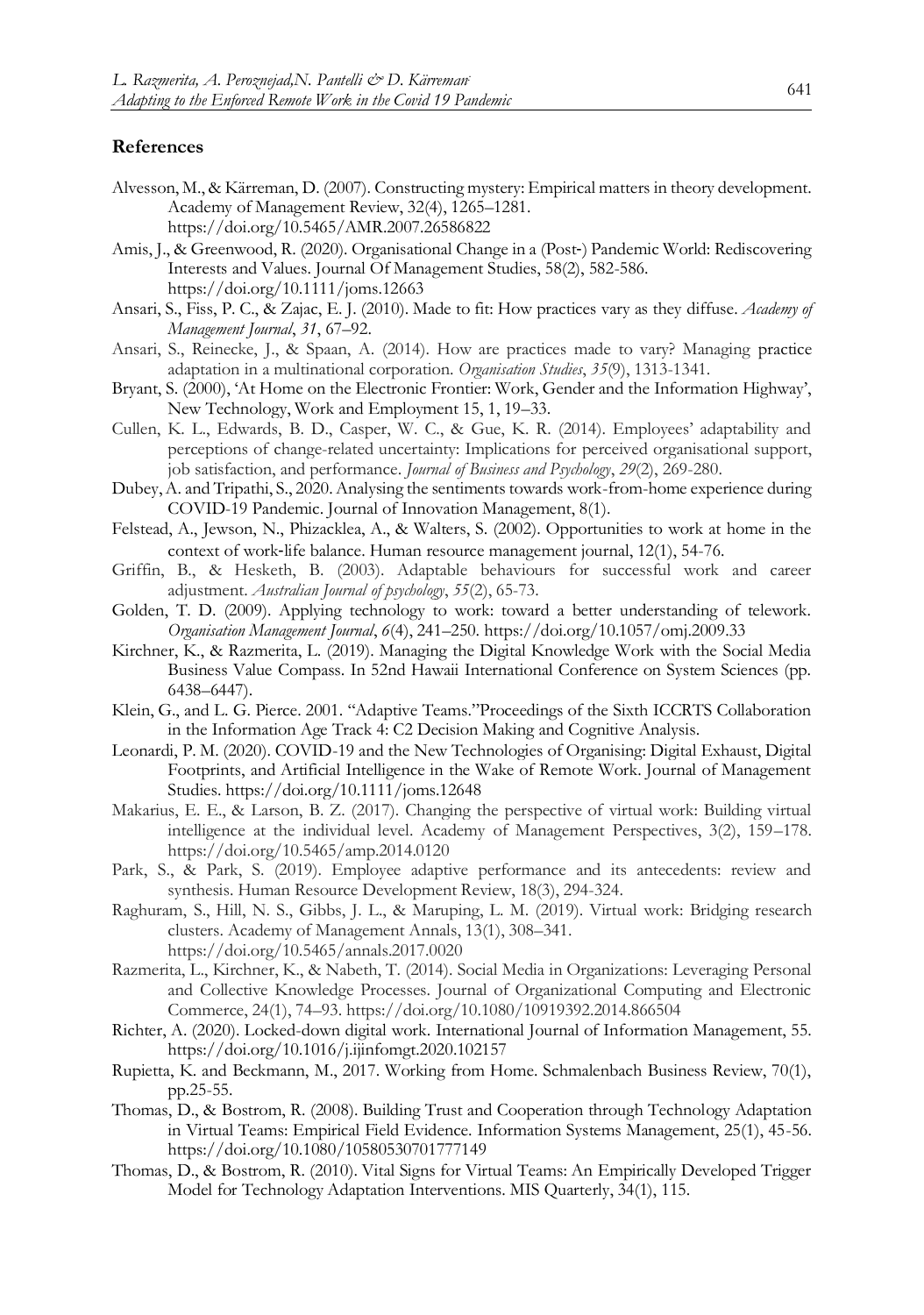## References

Alvesson, M., & Kärreman, D. (2007). Constructing mystery: Empirical matters in theory development. Academy of Management Review, 32(4), 1265–1281. https://doi.org/10.5465/AMR.2007.26586822

Amis, J., & Greenwood, R. (2020). Organisational Change in a (Post-) Pandemic World: Rediscovering Interests and Values. Journal Of Management Studies, 58(2), 582-586. https://doi.org/10.1111/joms.12663

Ansari, S., Fiss, P. C., & Zajac, E. J. (2010). Made to fit: How practices vary as they diffuse. *Academy of Management Journal*, *31*, 67–92.

Ansari, S., Reinecke, J., & Spaan, A. (2014). How are practices made to vary? Managing practice adaptation in a multinational corporation. *Organisation Studies*, *35*(9), 1313-1341.

Bryant, S. (2000), 'At Home on the Electronic Frontier: Work, Gender and the Information Highway', New Technology, Work and Employment 15, 1, 19–33.

Cullen, K. L., Edwards, B. D., Casper, W. C., & Gue, K. R. (2014). Employees' adaptability and perceptions of change-related uncertainty: Implications for perceived organisational support, job satisfaction, and performance. *Journal of Business and Psychology*, *29*(2), 269-280.

Dubey, A. and Tripathi, S., 2020. Analysing the sentiments towards work-from-home experience during COVID-19 Pandemic. Journal of Innovation Management, 8(1).

Felstead, A., Jewson, N., Phizacklea, A., & Walters, S. (2002). Opportunities to work at home in the context of work-life balance. Human resource management journal, 12(1), 54-76.

Griffin, B., & Hesketh, B. (2003). Adaptable behaviours for successful work and career adjustment. *Australian Journal of psychology*, *55*(2), 65-73.

Golden, T. D. (2009). Applying technology to work: toward a better understanding of telework. *Organisation Management Journal*, *6*(4), 241–250. https://doi.org/10.1057/omj.2009.33

Kirchner, K., & Razmerita, L. (2019). Managing the Digital Knowledge Work with the Social Media Business Value Compass. In 52nd Hawaii International Conference on System Sciences (pp. 6438–6447).

Klein, G., and L. G. Pierce. 2001. "Adaptive Teams."Proceedings of the Sixth ICCRTS Collaboration in the Information Age Track 4: C2 Decision Making and Cognitive Analysis.

Leonardi, P. M. (2020). COVID-19 and the New Technologies of Organising: Digital Exhaust, Digital Footprints, and Artificial Intelligence in the Wake of Remote Work. Journal of Management Studies. https://doi.org/10.1111/joms.12648

Makarius, E. E., & Larson, B. Z. (2017). Changing the perspective of virtual work: Building virtual intelligence at the individual level. Academy of Management Perspectives, 3(2), 159–178. https://doi.org/10.5465/amp.2014.0120

Park, S., & Park, S. (2019). Employee adaptive performance and its antecedents: review and synthesis. Human Resource Development Review, 18(3), 294-324.

Raghuram, S., Hill, N. S., Gibbs, J. L., & Maruping, L. M. (2019). Virtual work: Bridging research clusters. Academy of Management Annals, 13(1), 308–341. https://doi.org/10.5465/annals.2017.0020

Razmerita, L., Kirchner, K., & Nabeth, T. (2014). Social Media in Organizations: Leveraging Personal and Collective Knowledge Processes. Journal of Organizational Computing and Electronic Commerce, 24(1), 74–93. https://doi.org/10.1080/10919392.2014.866504

Richter, A. (2020). Locked-down digital work. International Journal of Information Management, 55. https://doi.org/10.1016/j.ijinfomgt.2020.102157

Rupietta, K. and Beckmann, M., 2017. Working from Home. Schmalenbach Business Review, 70(1), pp.25-55.

Thomas, D., & Bostrom, R. (2008). Building Trust and Cooperation through Technology Adaptation in Virtual Teams: Empirical Field Evidence. Information Systems Management, 25(1), 45-56. https://doi.org/10.1080/10580530701777149

Thomas, D., & Bostrom, R. (2010). Vital Signs for Virtual Teams: An Empirically Developed Trigger Model for Technology Adaptation Interventions. MIS Quarterly, 34(1), 115.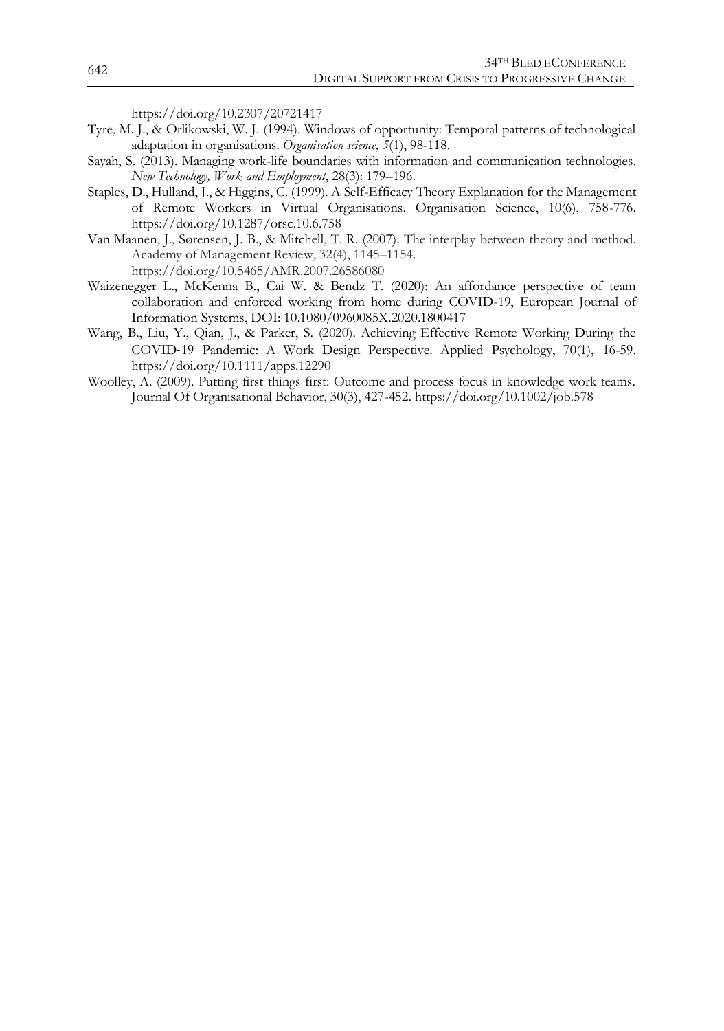https://doi.org/10.2307/20721417

Tyre, M. J., & Orlikowski, W. J. (1994). Windows of opportunity: Temporal patterns of technological adaptation in organisations. *Organisation science*, *5*(1), 98-118.

Sayah, S. (2013). Managing work-life boundaries with information and communication technologies. *New Technology, Work and Employment*, 28(3): 179–196.

Staples, D., Hulland, J., & Higgins, C. (1999). A Self-Efficacy Theory Explanation for the Management of Remote Workers in Virtual Organisations. Organisation Science, 10(6), 758-776. https://doi.org/10.1287/orsc.10.6.758

Van Maanen, J., Sørensen, J. B., & Mitchell, T. R. (2007). The interplay between theory and method. Academy of Management Review, 32(4), 1145–1154. https://doi.org/10.5465/AMR.2007.26586080

Waizenegger L., McKenna B., Cai W. & Bendz T. (2020): An affordance perspective of team collaboration and enforced working from home during COVID-19, European Journal of Information Systems, DOI: 10.1080/0960085X.2020.1800417

Wang, B., Liu, Y., Qian, J., & Parker, S. (2020). Achieving Effective Remote Working During the COVID‐19 Pandemic: A Work Design Perspective. Applied Psychology, 70(1), 16-59. https://doi.org/10.1111/apps.12290

Woolley, A. (2009). Putting first things first: Outcome and process focus in knowledge work teams. Journal Of Organisational Behavior, 30(3), 427-452. https://doi.org/10.1002/job.578